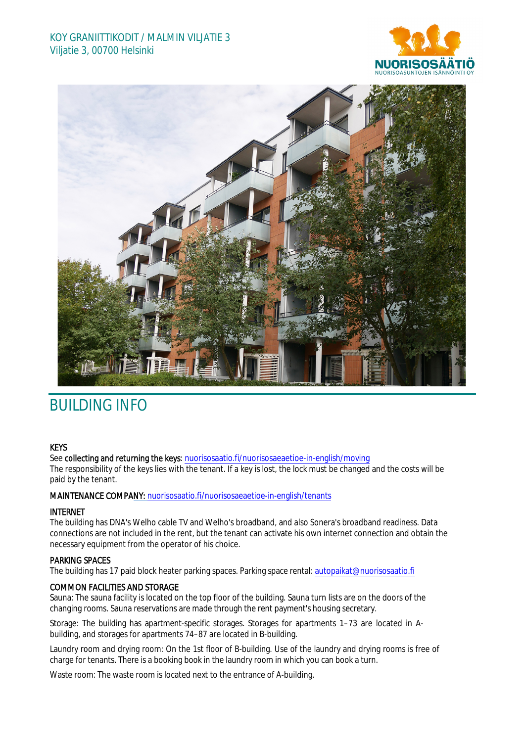KOY GRANIITTIKODIT / MALMIN VILJATIE 3
Viljatie 3, 00700 Helsinki

NUORISOSÄÄTIÖ
NUORISOASUNTOJEN ISÄNNÖINTI OY

# BUILDING INFO

**KEYS**
See **collecting and returning the keys**: nuorisosaatio.fi/nuorisosaeaetioe-in-english/moving
The responsibility of the keys lies with the tenant. If a key is lost, the lock must be changed and the costs will be paid by the tenant.

**MAINTENANCE COMPANY:** nuorisosaatio.fi/nuorisosaeaetioe-in-english/tenants

**INTERNET**
The building has DNA's Welho cable TV and Welho's broadband, and also Sonera's broadband readiness. Data connections are not included in the rent, but the tenant can activate his own internet connection and obtain the necessary equipment from the operator of his choice.

**PARKING SPACES**
The building has 17 paid block heater parking spaces. Parking space rental: autopaikat@nuorisosaatio.fi

**COMMON FACILITIES AND STORAGE**
Sauna: The sauna facility is located on the top floor of the building. Sauna turn lists are on the doors of the changing rooms. Sauna reservations are made through the rent payment's housing secretary.

Storage: The building has apartment-specific storages. Storages for apartments 1–73 are located in A-building, and storages for apartments 74–87 are located in B-building.

Laundry room and drying room: On the 1st floor of B-building. Use of the laundry and drying rooms is free of charge for tenants. There is a booking book in the laundry room in which you can book a turn.

Waste room: The waste room is located next to the entrance of A-building.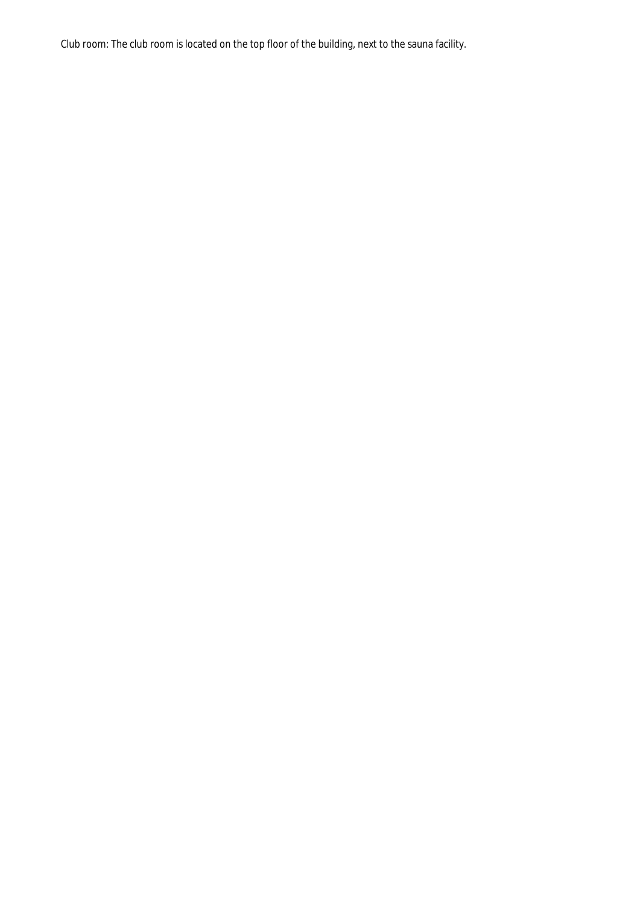Club room: The club room is located on the top floor of the building, next to the sauna facility.